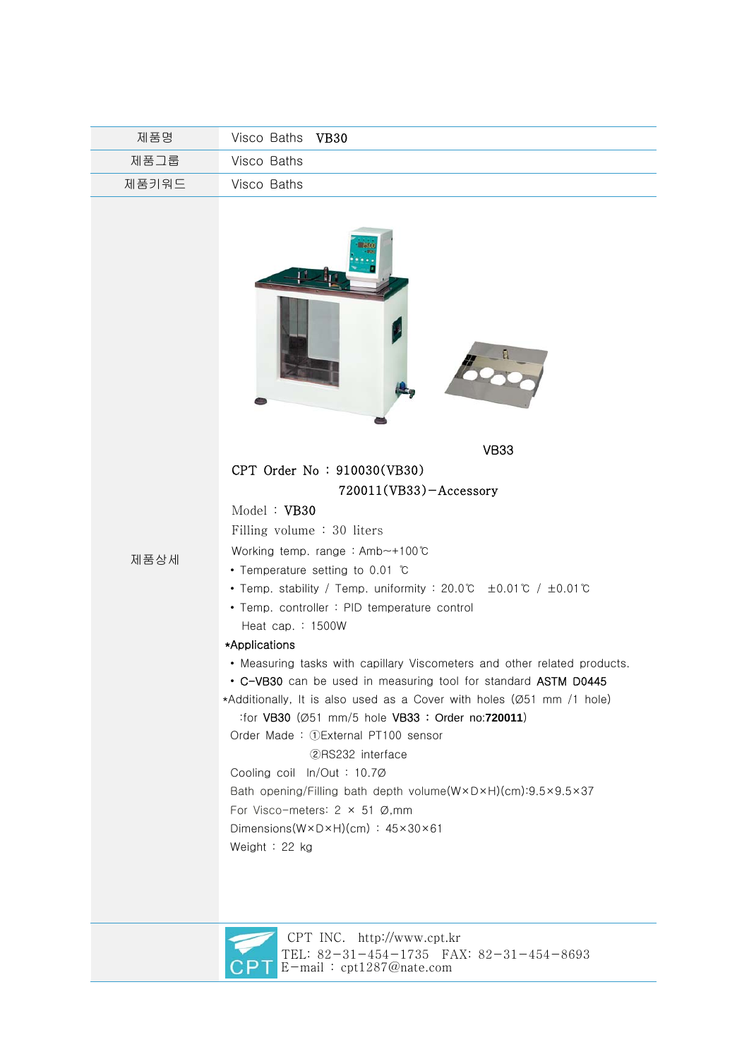| 제품명 | Visco Baths VB30 |
|---|---|
| 제품그룹 | Visco Baths |
| 제품키워드 | Visco Baths |

제품상세

VB33

CPT Order No : 910030(VB30)
720011(VB33)－Accessory

Model : VB30

Filling volume : 30 liters

Working temp. range : Amb~+100℃

- Temperature setting to 0.01 ℃
- Temp. stability / Temp. uniformity : 20.0℃ ±0.01℃ / ±0.01℃
- Temp. controller : PID temperature control

  Heat cap. : 1500W

*Applications

- Measuring tasks with capillary Viscometers and other related products.
- C-VB30 can be used in measuring tool for standard ASTM D0445

*Additionally, It is also used as a Cover with holes (Ø51 mm /1 hole)

:for VB30 (Ø51 mm/5 hole VB33 : Order no:**720011**)

Order Made : ①External PT100 sensor

②RS232 interface

Cooling coil In/Out : 10.7Ø

Bath opening/Filling bath depth volume(W×D×H)(cm):9.5×9.5×37

For Visco-meters: 2 × 51 Ø,mm

Dimensions(W×D×H)(cm) : 45×30×61

Weight : 22 kg

CPT INC. http://www.cpt.kr
TEL: 82-31-454-1735 FAX: 82-31-454-8693
E-mail : cpt1287@nate.com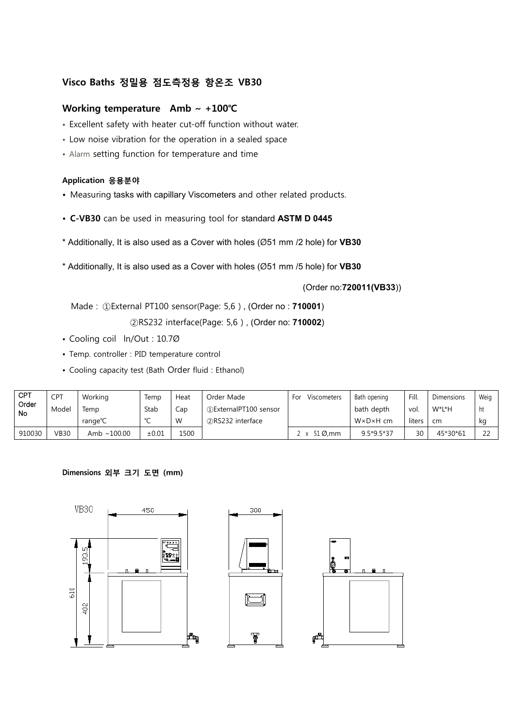## Visco Baths 정밀용 점도측정용 항온조 VB30

## Working temperature  Amb ~ +100℃

- Excellent safety with heater cut-off function without water.
- Low noise vibration for the operation in a sealed space
- Alarm setting function for temperature and time

#### Application 응용분야

- Measuring tasks with capillary Viscometers and other related products.
- **C-VB30** can be used in measuring tool for standard **ASTM D 0445**

\* Additionally, It is also used as a Cover with holes (Ø51 mm /2 hole) for **VB30**

\* Additionally, It is also used as a Cover with holes (Ø51 mm /5 hole) for **VB30**

(Order no:**720011(VB33)**)

Made : ①External PT100 sensor(Page: 5,6 ) , (Order no : **710001**)

②RS232 interface(Page: 5,6 ) , (Order no: **710002**)

- Cooling coil  In/Out : 10.7Ø
- Temp. controller : PID temperature control
- Cooling capacity test (Bath Order fluid : Ethanol)

| CPT Order No | CPT Model | Working Temp range℃ | Temp Stab ℃ | Heat Cap W | Order Made ①ExternalPT100 sensor ②RS232 interface | For Viscometers | Bath opening bath depth W×D×H cm | Fill. vol. liters | Dimensions W*L*H cm | Weight kg |
|---|---|---|---|---|---|---|---|---|---|---|
| 910030 | VB30 | Amb ~100.00 | ±0.01 | 1500 | | 2 x 51 Ø,mm | 9.5*9.5*37 | 30 | 45*30*61 | 22 |

#### Dimensions 외부 크기 도면 (mm)

VB30
450
300
193.5
610
402